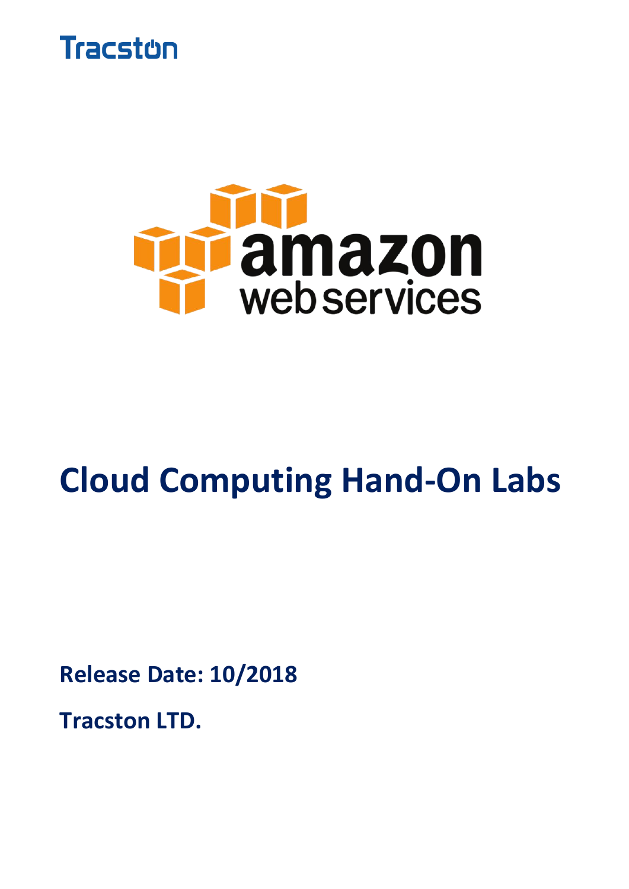Tracston

amazon web services

# Cloud Computing Hand-On Labs

**Release Date: 10/2018**

**Tracston LTD.**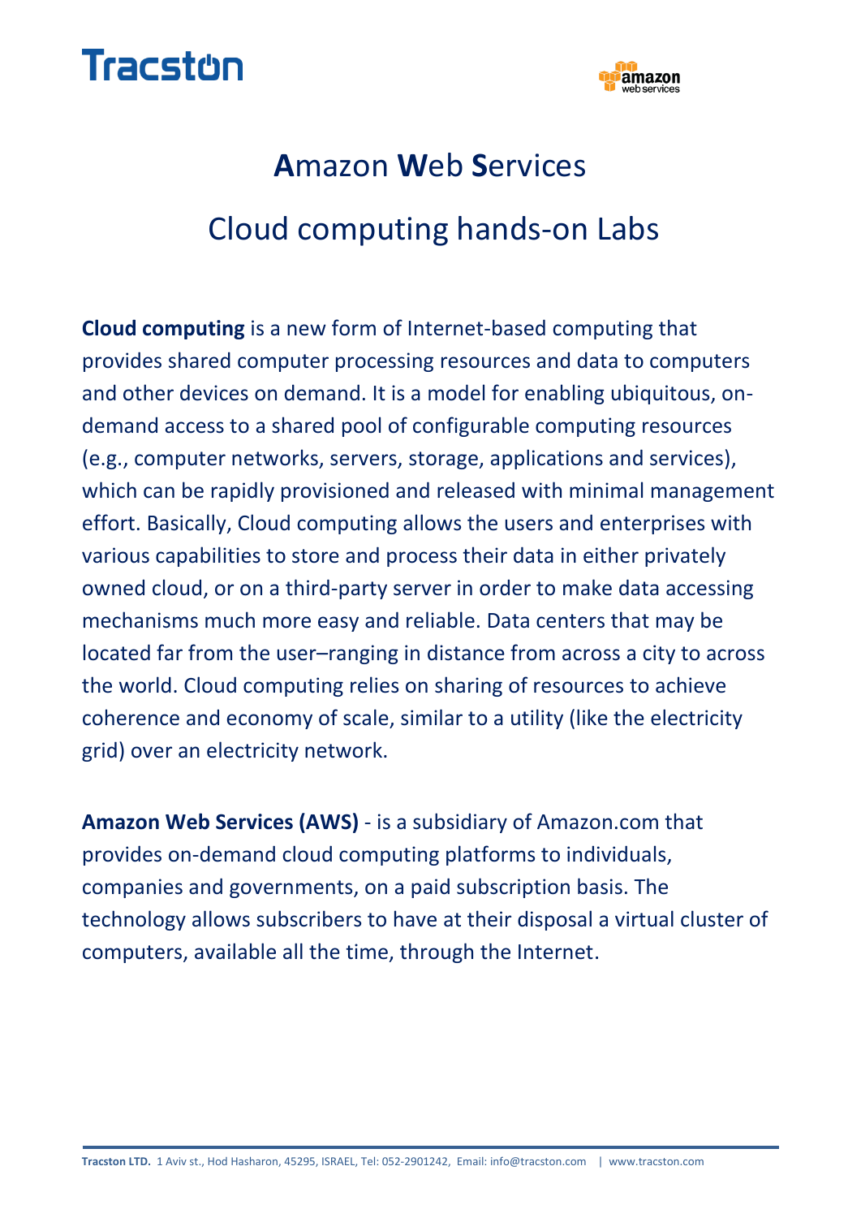# **A**mazon **W**eb **S**ervices

## Cloud computing hands-on Labs

**Cloud computing** is a new form of Internet-based computing that provides shared computer processing resources and data to computers and other devices on demand. It is a model for enabling ubiquitous, on-demand access to a shared pool of configurable computing resources (e.g., computer networks, servers, storage, applications and services), which can be rapidly provisioned and released with minimal management effort. Basically, Cloud computing allows the users and enterprises with various capabilities to store and process their data in either privately owned cloud, or on a third-party server in order to make data accessing mechanisms much more easy and reliable. Data centers that may be located far from the user–ranging in distance from across a city to across the world. Cloud computing relies on sharing of resources to achieve coherence and economy of scale, similar to a utility (like the electricity grid) over an electricity network.

**Amazon Web Services (AWS)** - is a subsidiary of Amazon.com that provides on-demand cloud computing platforms to individuals, companies and governments, on a paid subscription basis. The technology allows subscribers to have at their disposal a virtual cluster of computers, available all the time, through the Internet.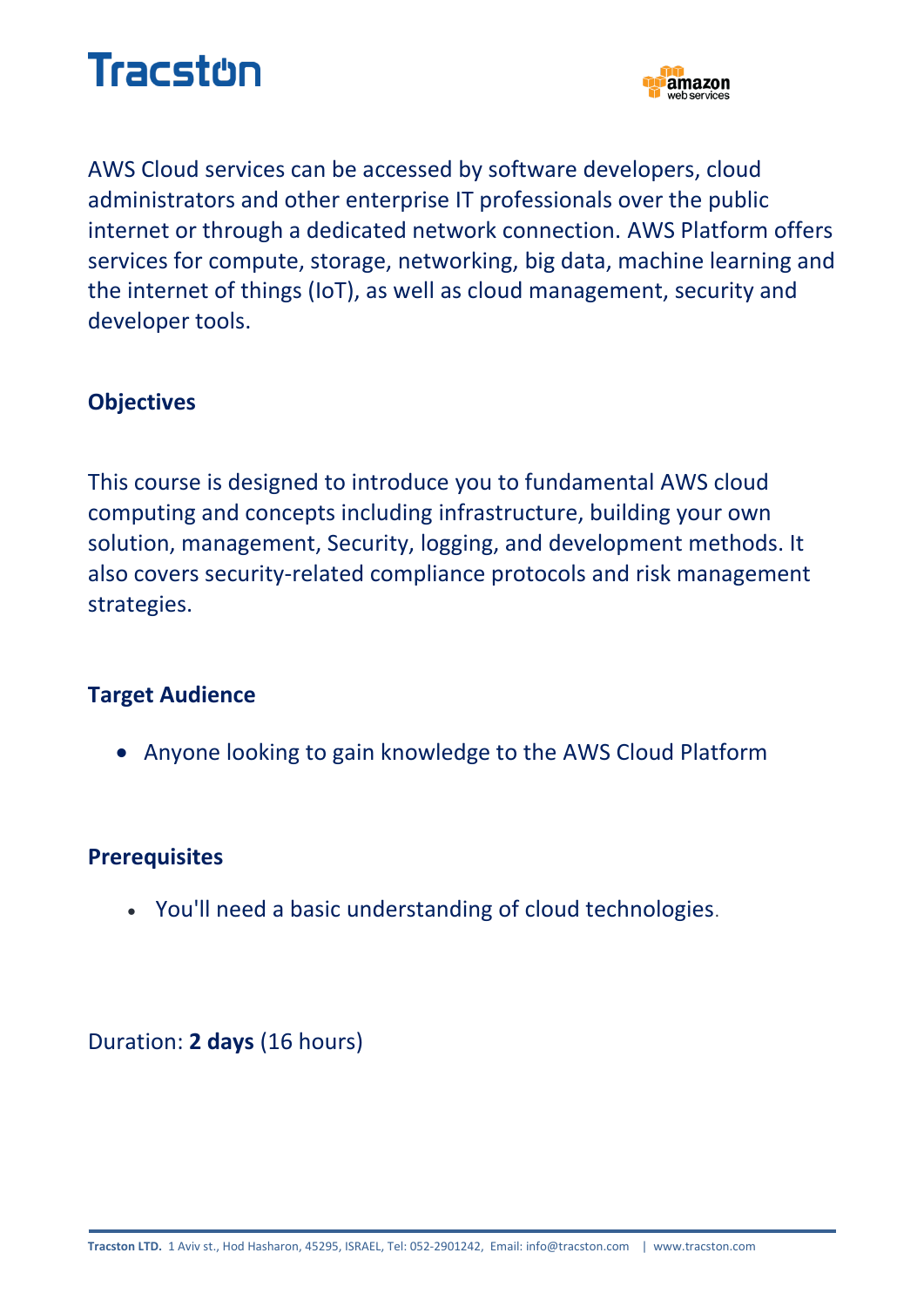AWS Cloud services can be accessed by software developers, cloud administrators and other enterprise IT professionals over the public internet or through a dedicated network connection. AWS Platform offers services for compute, storage, networking, big data, machine learning and the internet of things (IoT), as well as cloud management, security and developer tools.

## Objectives

This course is designed to introduce you to fundamental AWS cloud computing and concepts including infrastructure, building your own solution, management, Security, logging, and development methods. It also covers security-related compliance protocols and risk management strategies.

## Target Audience

- Anyone looking to gain knowledge to the AWS Cloud Platform

## Prerequisites

- You'll need a basic understanding of cloud technologies.

Duration: **2 days** (16 hours)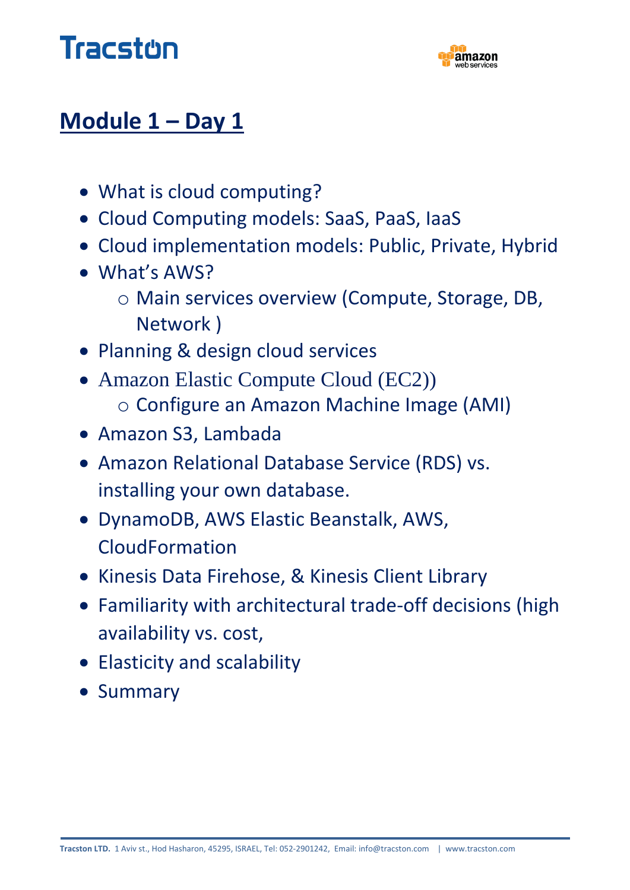## Module 1 – Day 1

- What is cloud computing?
- Cloud Computing models: SaaS, PaaS, IaaS
- Cloud implementation models: Public, Private, Hybrid
- What's AWS?
  - Main services overview (Compute, Storage, DB, Network )
- Planning & design cloud services
- Amazon Elastic Compute Cloud (EC2))
  - Configure an Amazon Machine Image (AMI)
- Amazon S3, Lambada
- Amazon Relational Database Service (RDS) vs. installing your own database.
- DynamoDB, AWS Elastic Beanstalk, AWS, CloudFormation
- Kinesis Data Firehose, & Kinesis Client Library
- Familiarity with architectural trade-off decisions (high availability vs. cost,
- Elasticity and scalability
- Summary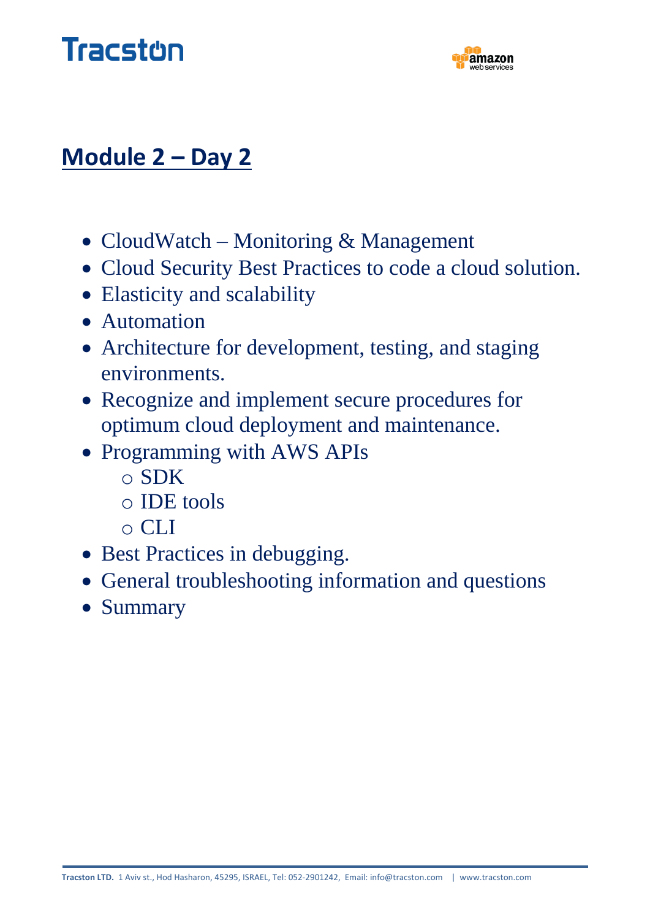## Module 2 – Day 2

- CloudWatch – Monitoring & Management
- Cloud Security Best Practices to code a cloud solution.
- Elasticity and scalability
- Automation
- Architecture for development, testing, and staging environments.
- Recognize and implement secure procedures for optimum cloud deployment and maintenance.
- Programming with AWS APIs
  - SDK
  - IDE tools
  - CLI
- Best Practices in debugging.
- General troubleshooting information and questions
- Summary